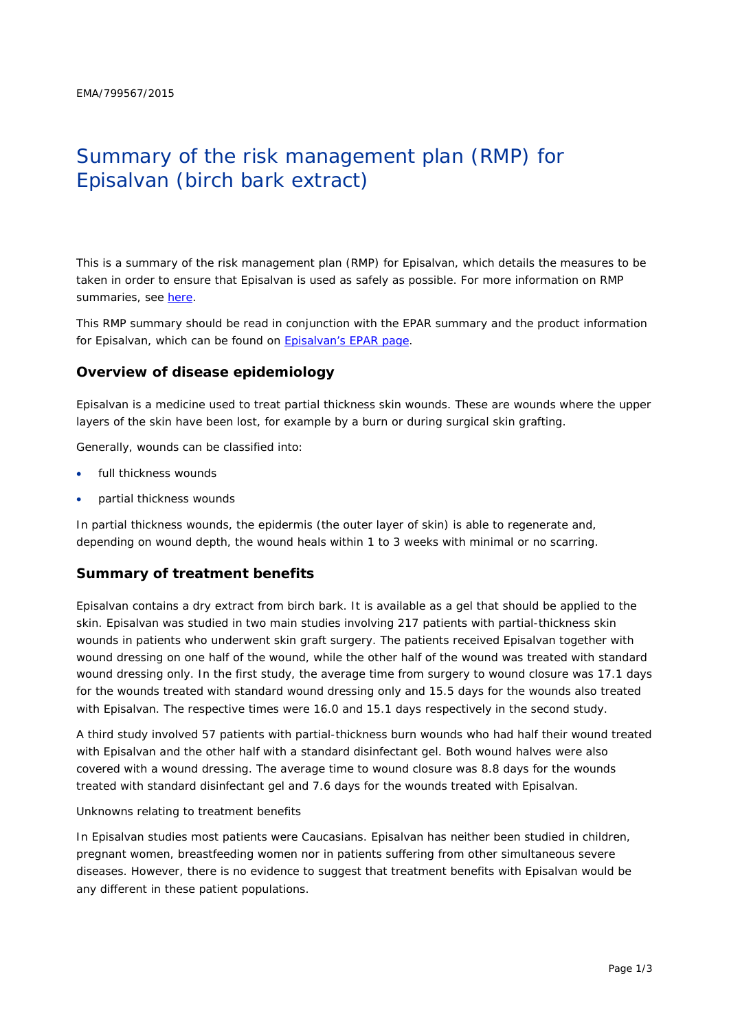EMA/799567/2015

# Summary of the risk management plan (RMP) for Episalvan (birch bark extract)

This is a summary of the risk management plan (RMP) for Episalvan, which details the measures to be taken in order to ensure that Episalvan is used as safely as possible. For more information on RMP summaries, see here.

This RMP summary should be read in conjunction with the EPAR summary and the product information for Episalvan, which can be found on Episalvan's EPAR page.

## Overview of disease epidemiology

Episalvan is a medicine used to treat partial thickness skin wounds. These are wounds where the upper layers of the skin have been lost, for example by a burn or during surgical skin grafting.

Generally, wounds can be classified into:

- full thickness wounds
- partial thickness wounds

In partial thickness wounds, the epidermis (the outer layer of skin) is able to regenerate and, depending on wound depth, the wound heals within 1 to 3 weeks with minimal or no scarring.

## Summary of treatment benefits

Episalvan contains a dry extract from birch bark. It is available as a gel that should be applied to the skin. Episalvan was studied in two main studies involving 217 patients with partial-thickness skin wounds in patients who underwent skin graft surgery. The patients received Episalvan together with wound dressing on one half of the wound, while the other half of the wound was treated with standard wound dressing only. In the first study, the average time from surgery to wound closure was 17.1 days for the wounds treated with standard wound dressing only and 15.5 days for the wounds also treated with Episalvan. The respective times were 16.0 and 15.1 days respectively in the second study.

A third study involved 57 patients with partial-thickness burn wounds who had half their wound treated with Episalvan and the other half with a standard disinfectant gel. Both wound halves were also covered with a wound dressing. The average time to wound closure was 8.8 days for the wounds treated with standard disinfectant gel and 7.6 days for the wounds treated with Episalvan.

Unknowns relating to treatment benefits

In Episalvan studies most patients were Caucasians. Episalvan has neither been studied in children, pregnant women, breastfeeding women nor in patients suffering from other simultaneous severe diseases. However, there is no evidence to suggest that treatment benefits with Episalvan would be any different in these patient populations.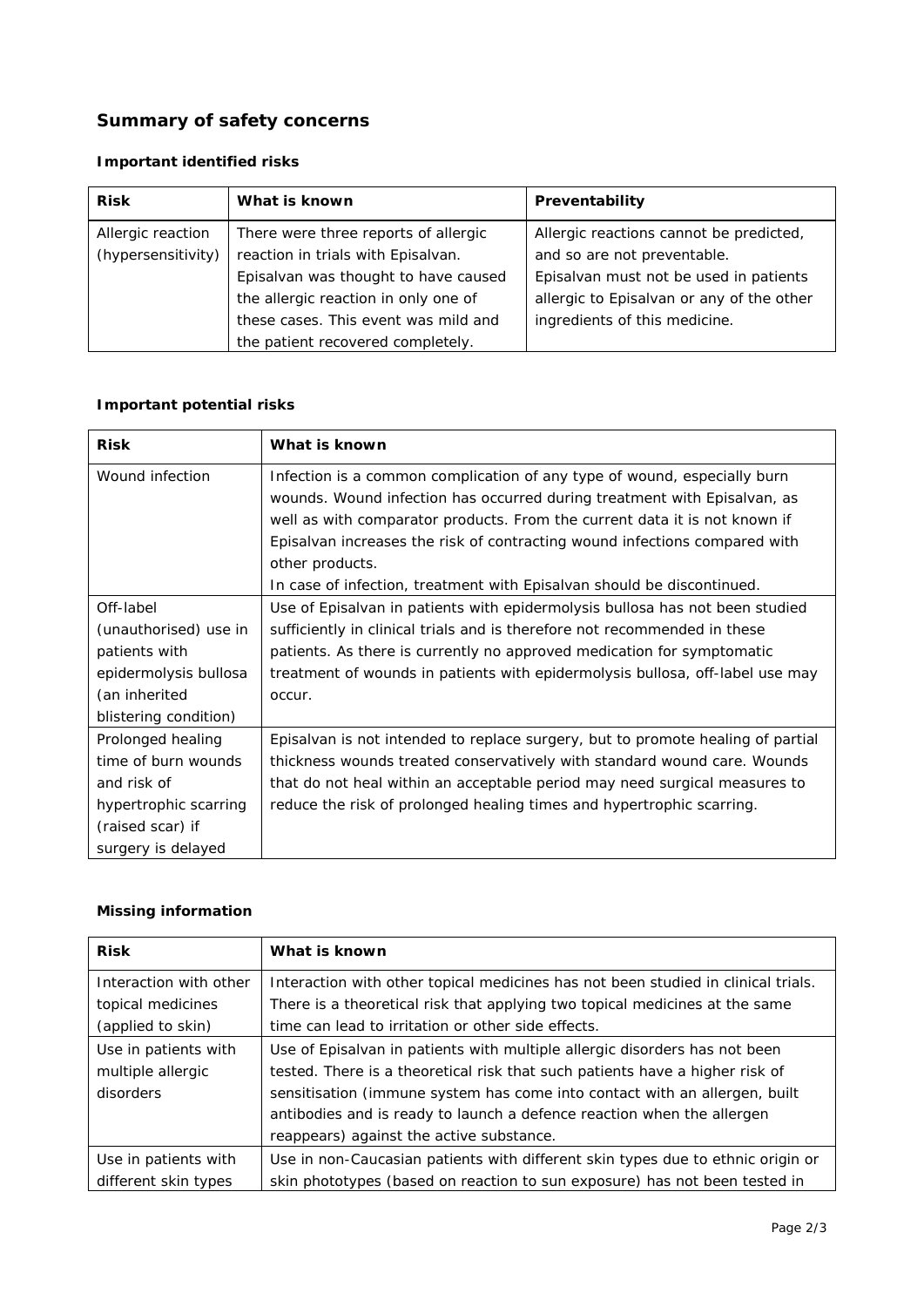## Summary of safety concerns

### Important identified risks

| Risk | What is known | Preventability |
|---|---|---|
| Allergic reaction (hypersensitivity) | There were three reports of allergic reaction in trials with Episalvan. Episalvan was thought to have caused the allergic reaction in only one of these cases. This event was mild and the patient recovered completely. | Allergic reactions cannot be predicted, and so are not preventable. Episalvan must not be used in patients allergic to Episalvan or any of the other ingredients of this medicine. |

### Important potential risks

| Risk | What is known |
|---|---|
| Wound infection | Infection is a common complication of any type of wound, especially burn wounds. Wound infection has occurred during treatment with Episalvan, as well as with comparator products. From the current data it is not known if Episalvan increases the risk of contracting wound infections compared with other products.<br>In case of infection, treatment with Episalvan should be discontinued. |
| Off-label (unauthorised) use in patients with epidermolysis bullosa (an inherited blistering condition) | Use of Episalvan in patients with epidermolysis bullosa has not been studied sufficiently in clinical trials and is therefore not recommended in these patients. As there is currently no approved medication for symptomatic treatment of wounds in patients with epidermolysis bullosa, off-label use may occur. |
| Prolonged healing time of burn wounds and risk of hypertrophic scarring (raised scar) if surgery is delayed | Episalvan is not intended to replace surgery, but to promote healing of partial thickness wounds treated conservatively with standard wound care. Wounds that do not heal within an acceptable period may need surgical measures to reduce the risk of prolonged healing times and hypertrophic scarring. |

### Missing information

| Risk | What is known |
|---|---|
| Interaction with other topical medicines (applied to skin) | Interaction with other topical medicines has not been studied in clinical trials. There is a theoretical risk that applying two topical medicines at the same time can lead to irritation or other side effects. |
| Use in patients with multiple allergic disorders | Use of Episalvan in patients with multiple allergic disorders has not been tested. There is a theoretical risk that such patients have a higher risk of sensitisation (immune system has come into contact with an allergen, built antibodies and is ready to launch a defence reaction when the allergen reappears) against the active substance. |
| Use in patients with different skin types | Use in non-Caucasian patients with different skin types due to ethnic origin or skin phototypes (based on reaction to sun exposure) has not been tested in |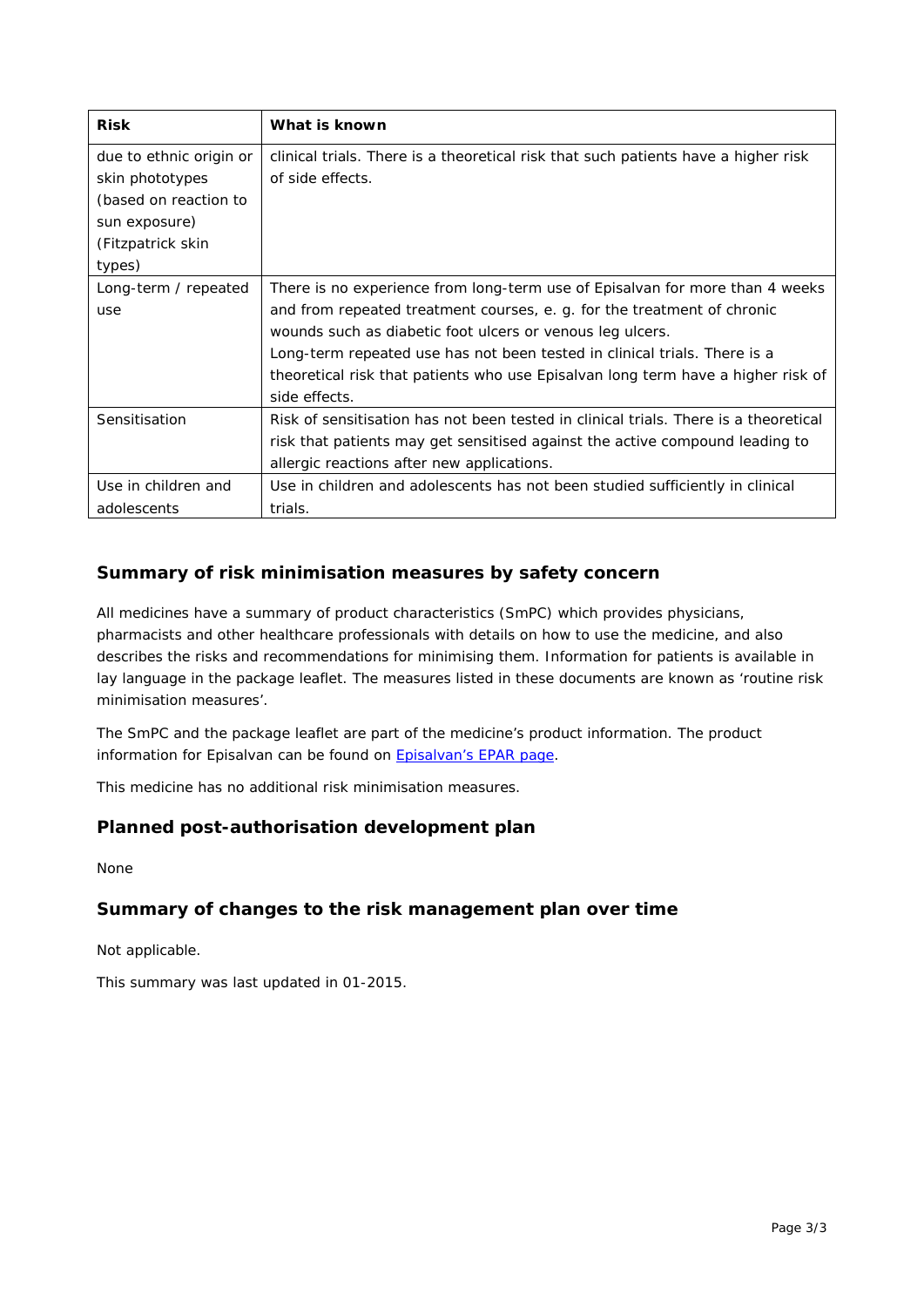| Risk | What is known |
|---|---|
| due to ethnic origin or skin phototypes (based on reaction to sun exposure) (Fitzpatrick skin types) | clinical trials. There is a theoretical risk that such patients have a higher risk of side effects. |
| Long-term / repeated use | There is no experience from long-term use of Episalvan for more than 4 weeks and from repeated treatment courses, e. g. for the treatment of chronic wounds such as diabetic foot ulcers or venous leg ulcers.<br>Long-term repeated use has not been tested in clinical trials. There is a theoretical risk that patients who use Episalvan long term have a higher risk of side effects. |
| Sensitisation | Risk of sensitisation has not been tested in clinical trials. There is a theoretical risk that patients may get sensitised against the active compound leading to allergic reactions after new applications. |
| Use in children and adolescents | Use in children and adolescents has not been studied sufficiently in clinical trials. |

## Summary of risk minimisation measures by safety concern

All medicines have a summary of product characteristics (SmPC) which provides physicians, pharmacists and other healthcare professionals with details on how to use the medicine, and also describes the risks and recommendations for minimising them. Information for patients is available in lay language in the package leaflet. The measures listed in these documents are known as 'routine risk minimisation measures'.

The SmPC and the package leaflet are part of the medicine's product information. The product information for Episalvan can be found on Episalvan's EPAR page.

This medicine has no additional risk minimisation measures.

## Planned post-authorisation development plan

None

## Summary of changes to the risk management plan over time

Not applicable.

This summary was last updated in 01-2015.